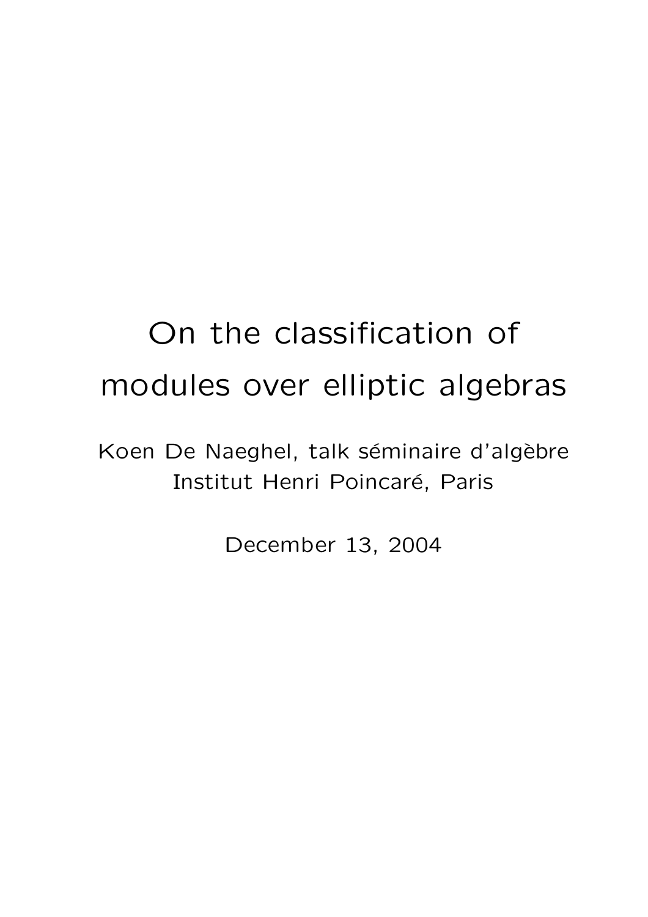# On the classification of modules over elliptic algebras

Koen De Naeghel, talk séminaire d'algèbre
Institut Henri Poincaré, Paris

December 13, 2004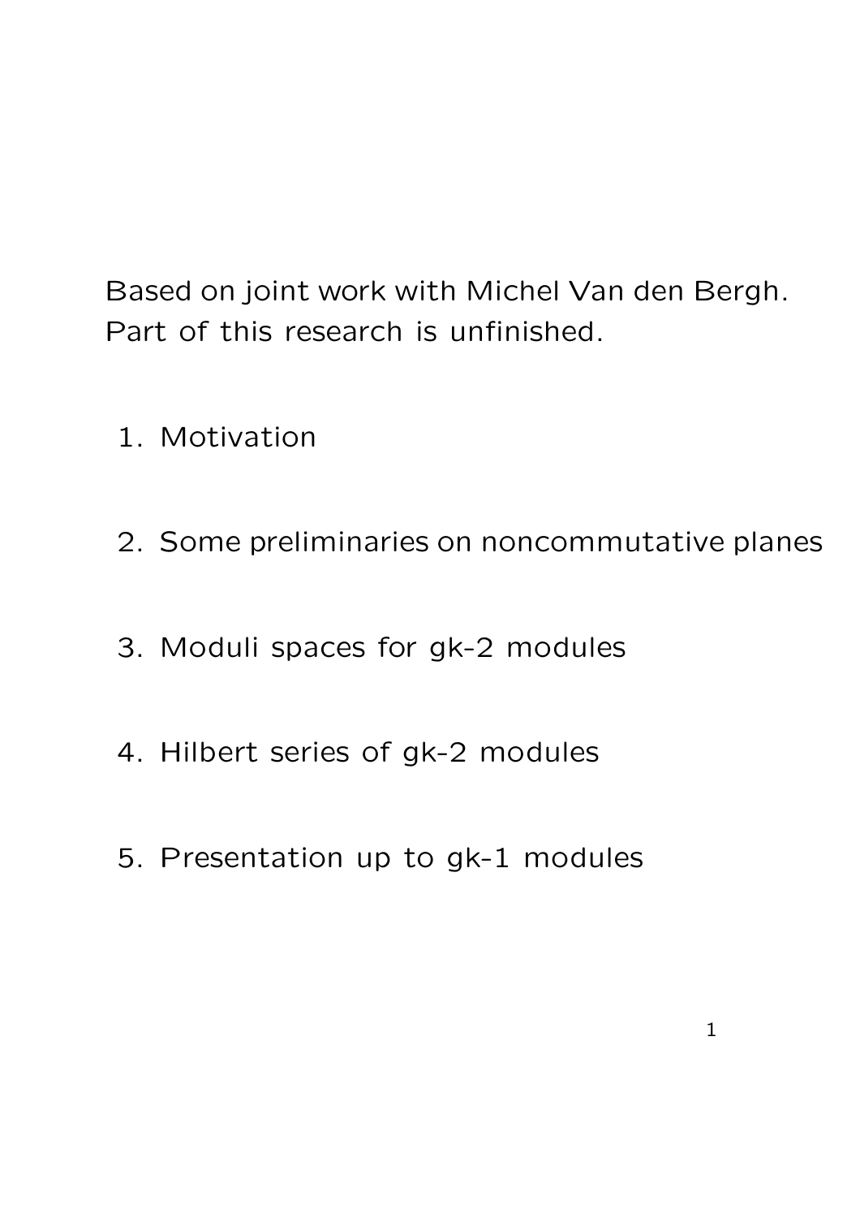Based on joint work with Michel Van den Bergh. Part of this research is unfinished.

1. Motivation
2. Some preliminaries on noncommutative planes
3. Moduli spaces for gk-2 modules
4. Hilbert series of gk-2 modules
5. Presentation up to gk-1 modules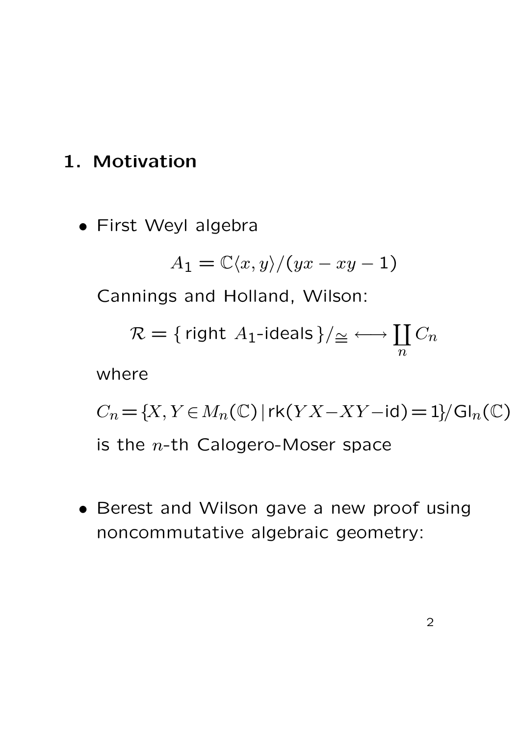## 1. Motivation

- First Weyl algebra

  $$A_1 = \mathbb{C}\langle x, y\rangle / (yx - xy - 1)$$

  Cannings and Holland, Wilson:

  $$\mathcal{R} = \{\,\text{right } A_1\text{-ideals}\,\}/_{\cong} \longleftrightarrow \coprod_n C_n$$

  where

  $$C_n = \{X, Y \in M_n(\mathbb{C}) \,|\, \mathsf{rk}(YX - XY - \mathsf{id}) = 1\} / \mathsf{Gl}_n(\mathbb{C})$$

  is the $n$-th Calogero-Moser space

- Berest and Wilson gave a new proof using noncommutative algebraic geometry: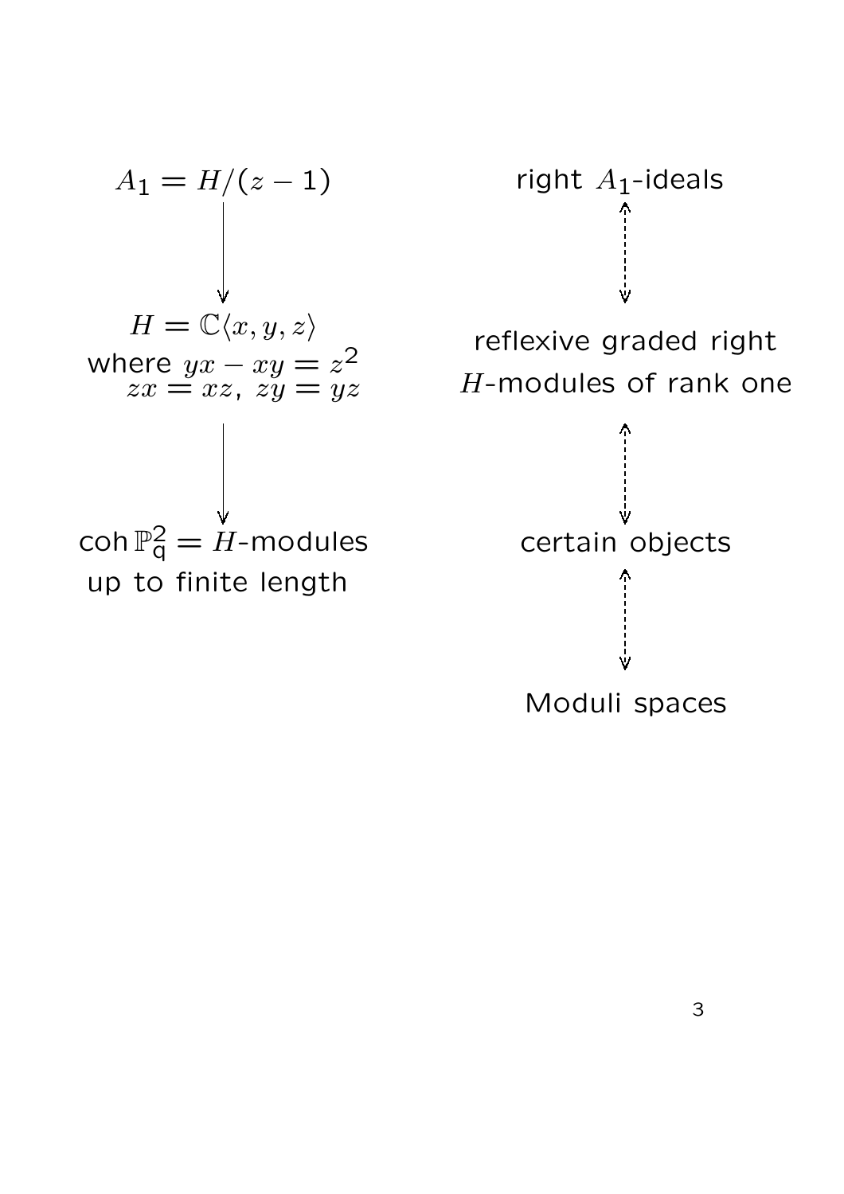$A_1 = H/(z-1)$

$\downarrow$

$H = \mathbb{C}\langle x, y, z\rangle$
where $yx - xy = z^2$
$zx = xz$, $zy = yz$

$\downarrow$

$\operatorname{coh} \mathbb{P}^2_q = H$-modules
up to finite length

right $A_1$-ideals

$\updownarrow$

reflexive graded right
$H$-modules of rank one

$\updownarrow$

certain objects

$\updownarrow$

Moduli spaces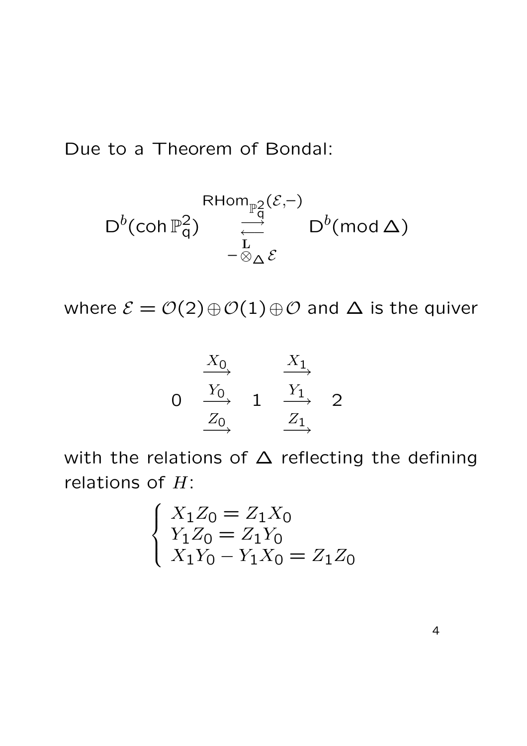Due to a Theorem of Bondal:

$$\mathsf{D}^b(\operatorname{coh} \mathbb{P}^2_{\mathsf{q}}) \quad \underset{-\overset{\mathbf{L}}{\otimes}_\Delta \mathcal{E}}{\overset{\mathsf{RHom}_{\mathbb{P}^2_{\mathsf{q}}}(\mathcal{E},-)}{\rightleftarrows}} \quad \mathsf{D}^b(\operatorname{mod} \Delta)$$

where $\mathcal{E} = \mathcal{O}(2) \oplus \mathcal{O}(1) \oplus \mathcal{O}$ and $\Delta$ is the quiver

$$0 \quad \begin{array}{c} \xrightarrow{X_0} \\ \xrightarrow{Y_0} \\ \xrightarrow{Z_0} \end{array} \quad 1 \quad \begin{array}{c} \xrightarrow{X_1} \\ \xrightarrow{Y_1} \\ \xrightarrow{Z_1} \end{array} \quad 2$$

with the relations of $\Delta$ reflecting the defining relations of $H$:

$$\begin{cases} X_1 Z_0 = Z_1 X_0 \\ Y_1 Z_0 = Z_1 Y_0 \\ X_1 Y_0 - Y_1 X_0 = Z_1 Z_0 \end{cases}$$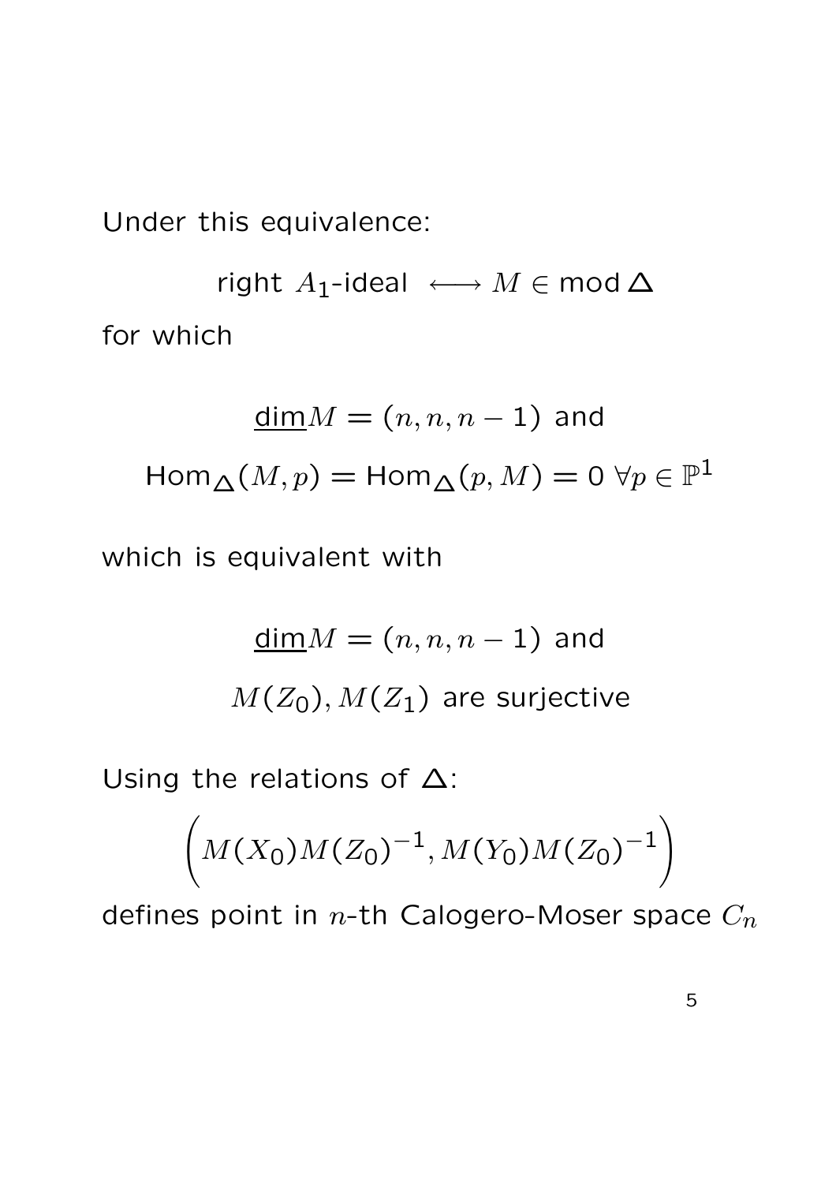Under this equivalence:

$$\text{right } A_1\text{-ideal } \longleftrightarrow M \in \operatorname{mod} \Delta$$

for which

$$\underline{\dim} M = (n, n, n-1) \text{ and}$$
$$\operatorname{Hom}_\Delta(M, p) = \operatorname{Hom}_\Delta(p, M) = 0 \ \forall p \in \mathbb{P}^1$$

which is equivalent with

$$\underline{\dim} M = (n, n, n-1) \text{ and}$$
$$M(Z_0), M(Z_1) \text{ are surjective}$$

Using the relations of $\Delta$:

$$\left( M(X_0)M(Z_0)^{-1}, M(Y_0)M(Z_0)^{-1} \right)$$

defines point in $n$-th Calogero-Moser space $C_n$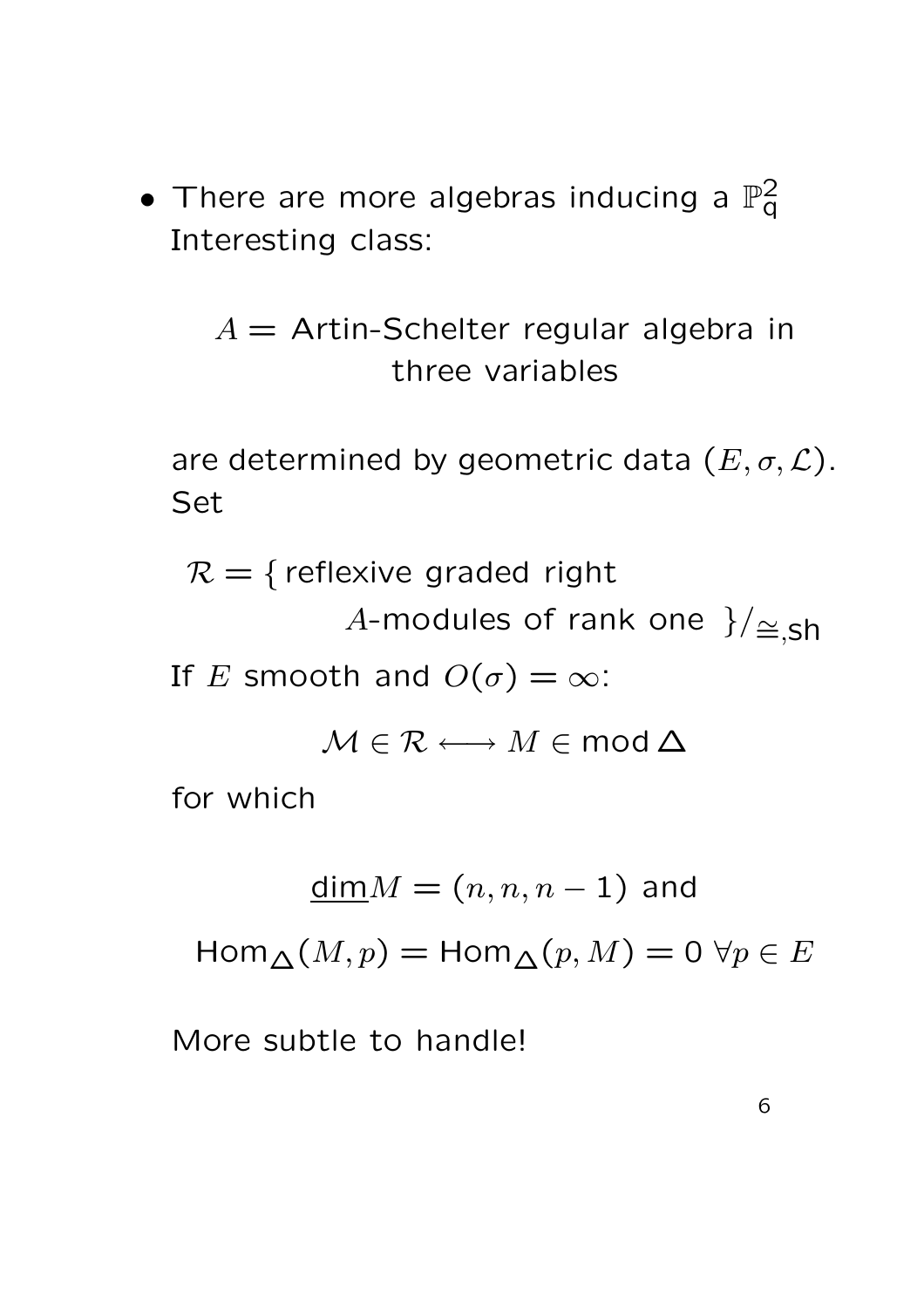- There are more algebras inducing a $\mathbb{P}^2_{\mathsf{q}}$
  Interesting class:

  $$A = \text{Artin-Schelter regular algebra in three variables}$$

  are determined by geometric data $(E, \sigma, \mathcal{L})$.
  Set

  $$\mathcal{R} = \{ \text{reflexive graded right } A\text{-modules of rank one } \}/_{\cong,\mathsf{sh}}$$

  If $E$ smooth and $O(\sigma) = \infty$:

  $$\mathcal{M} \in \mathcal{R} \longleftrightarrow M \in \operatorname{mod} \Delta$$

  for which

  $$\underline{\dim} M = (n, n, n-1) \text{ and}$$

  $$\operatorname{Hom}_{\Delta}(M, p) = \operatorname{Hom}_{\Delta}(p, M) = 0 \ \forall p \in E$$

  More subtle to handle!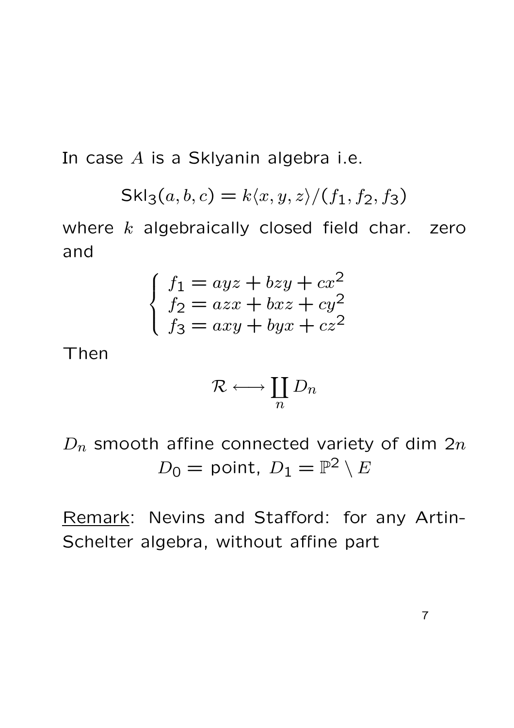In case $A$ is a Sklyanin algebra i.e.

$$\mathsf{Skl}_3(a,b,c) = k\langle x,y,z\rangle/(f_1,f_2,f_3)$$

where $k$ algebraically closed field char. zero and

$$\begin{cases} f_1 = ayz + bzy + cx^2 \\ f_2 = azx + bxz + cy^2 \\ f_3 = axy + byx + cz^2 \end{cases}$$

Then

$$\mathcal{R} \longleftrightarrow \coprod_n D_n$$

$D_n$ smooth affine connected variety of dim $2n$

$$D_0 = \text{point},\ D_1 = \mathbb{P}^2 \setminus E$$

<u>Remark</u>: Nevins and Stafford: for any Artin-Schelter algebra, without affine part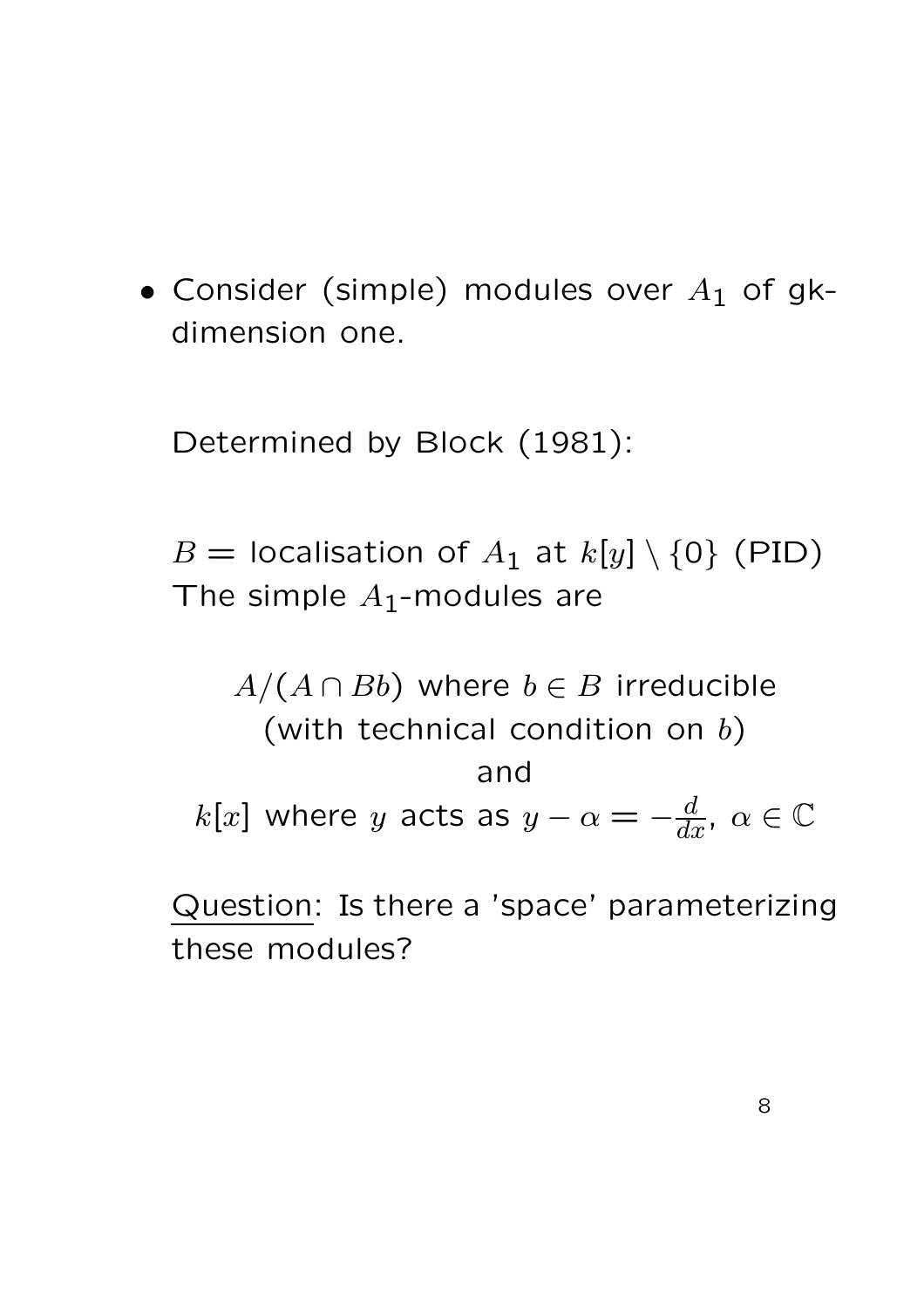- Consider (simple) modules over $A_1$ of gk-dimension one.

  Determined by Block (1981):

  $B =$ localisation of $A_1$ at $k[y] \setminus \{0\}$ (PID)
  The simple $A_1$-modules are

  $A/(A \cap Bb)$ where $b \in B$ irreducible
  (with technical condition on $b$)
  and
  $k[x]$ where $y$ acts as $y - \alpha = -\frac{d}{dx}$, $\alpha \in \mathbb{C}$

  Question: Is there a 'space' parameterizing these modules?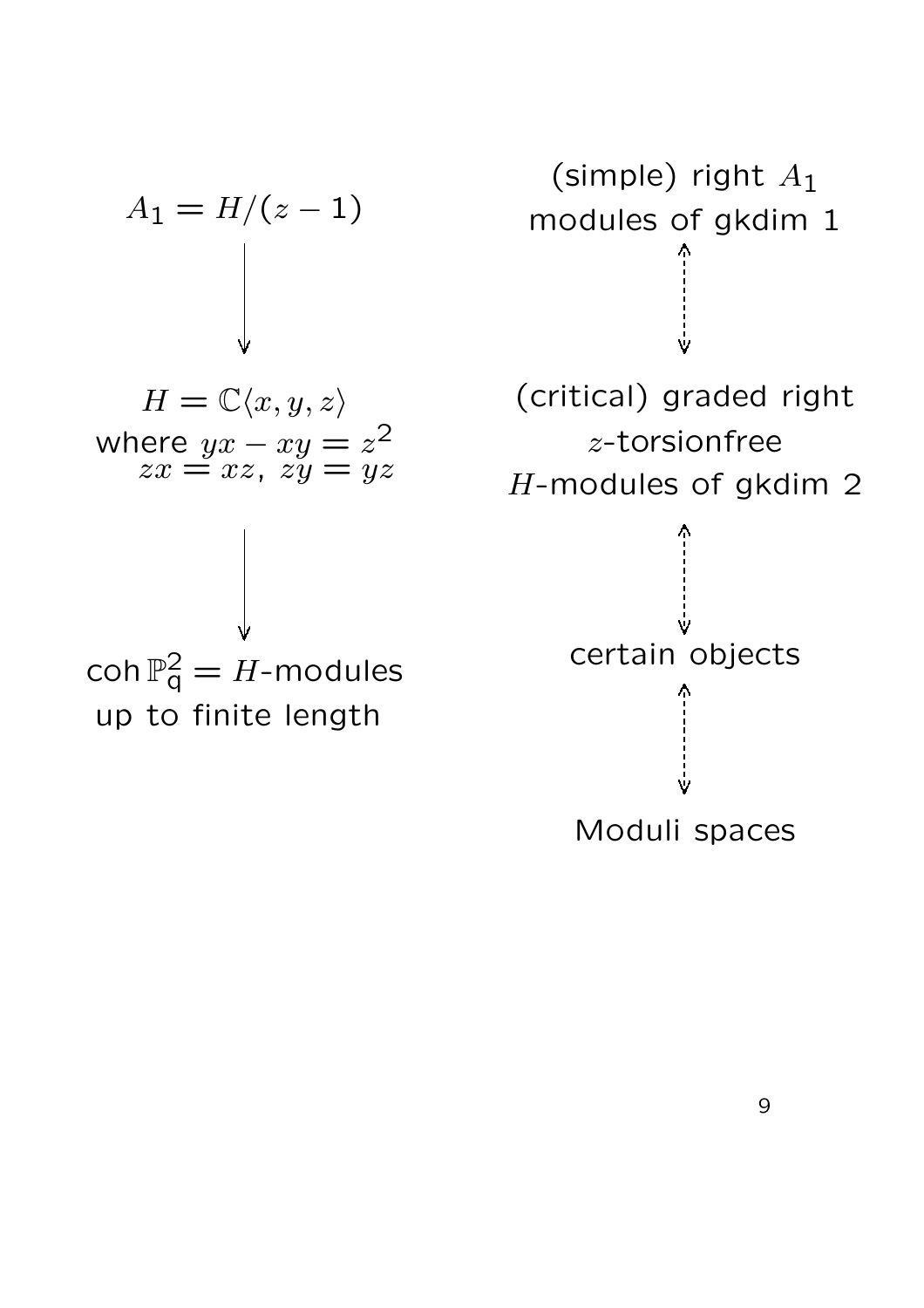$A_1 = H/(z-1)$

↓

$H = \mathbb{C}\langle x, y, z\rangle$
where $yx - xy = z^2$
$zx = xz$, $zy = yz$

↓

$\operatorname{coh} \mathbb{P}^2_{\mathsf{q}} = H$-modules
up to finite length

(simple) right $A_1$
modules of gkdim 1

⇕

(critical) graded right
$z$-torsionfree
$H$-modules of gkdim 2

⇕

certain objects

⇕

Moduli spaces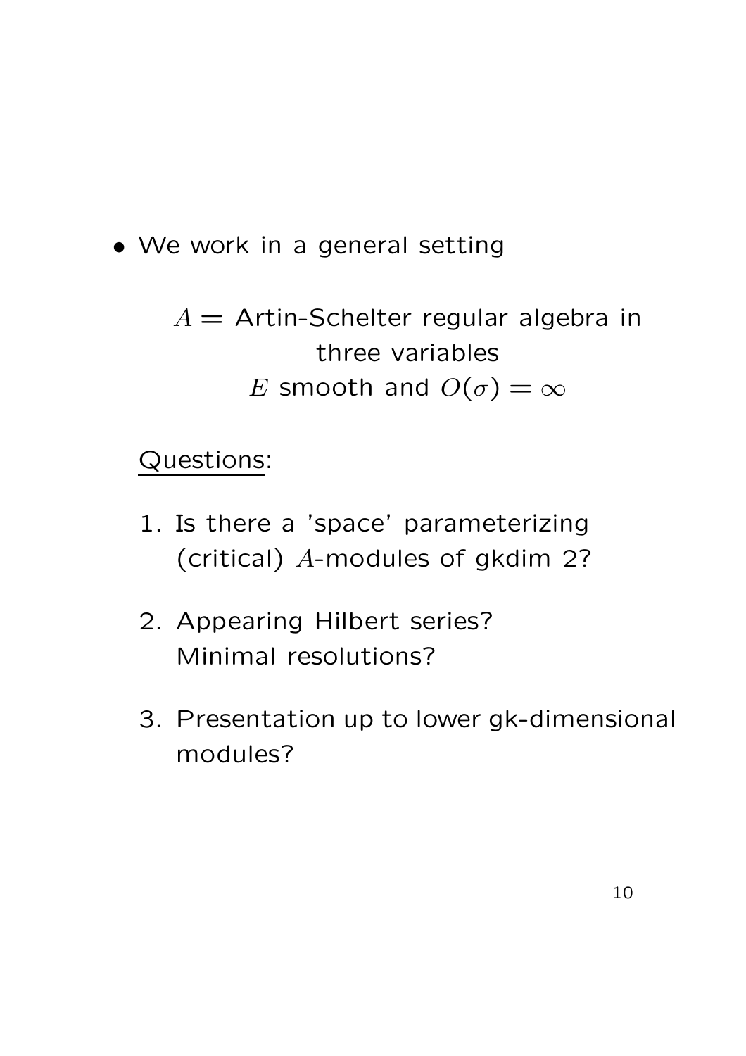- We work in a general setting

  $A =$ Artin-Schelter regular algebra in three variables
  $E$ smooth and $O(\sigma) = \infty$

  Questions:

  1. Is there a 'space' parameterizing (critical) $A$-modules of gkdim 2?

  2. Appearing Hilbert series?
     Minimal resolutions?

  3. Presentation up to lower gk-dimensional modules?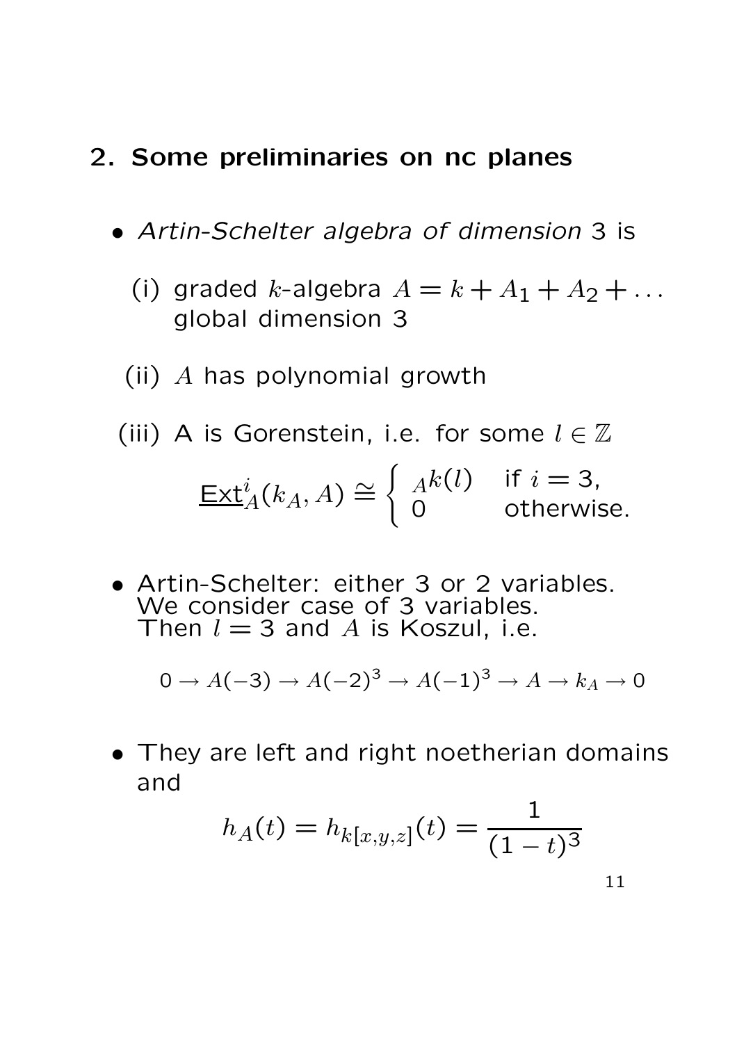## 2. Some preliminaries on nc planes

- *Artin-Schelter algebra of dimension* 3 is

  (i) graded $k$-algebra $A = k + A_1 + A_2 + \dots$ global dimension 3

  (ii) $A$ has polynomial growth

  (iii) A is Gorenstein, i.e. for some $l \in \mathbb{Z}$

$$\underline{\mathrm{Ext}}^i_A(k_A, A) \cong \begin{cases} {}_A k(l) & \text{if } i = 3, \\ 0 & \text{otherwise.} \end{cases}$$

- Artin-Schelter: either 3 or 2 variables. We consider case of 3 variables. Then $l = 3$ and $A$ is Koszul, i.e.

$$0 \to A(-3) \to A(-2)^3 \to A(-1)^3 \to A \to k_A \to 0$$

- They are left and right noetherian domains and

$$h_A(t) = h_{k[x,y,z]}(t) = \frac{1}{(1-t)^3}$$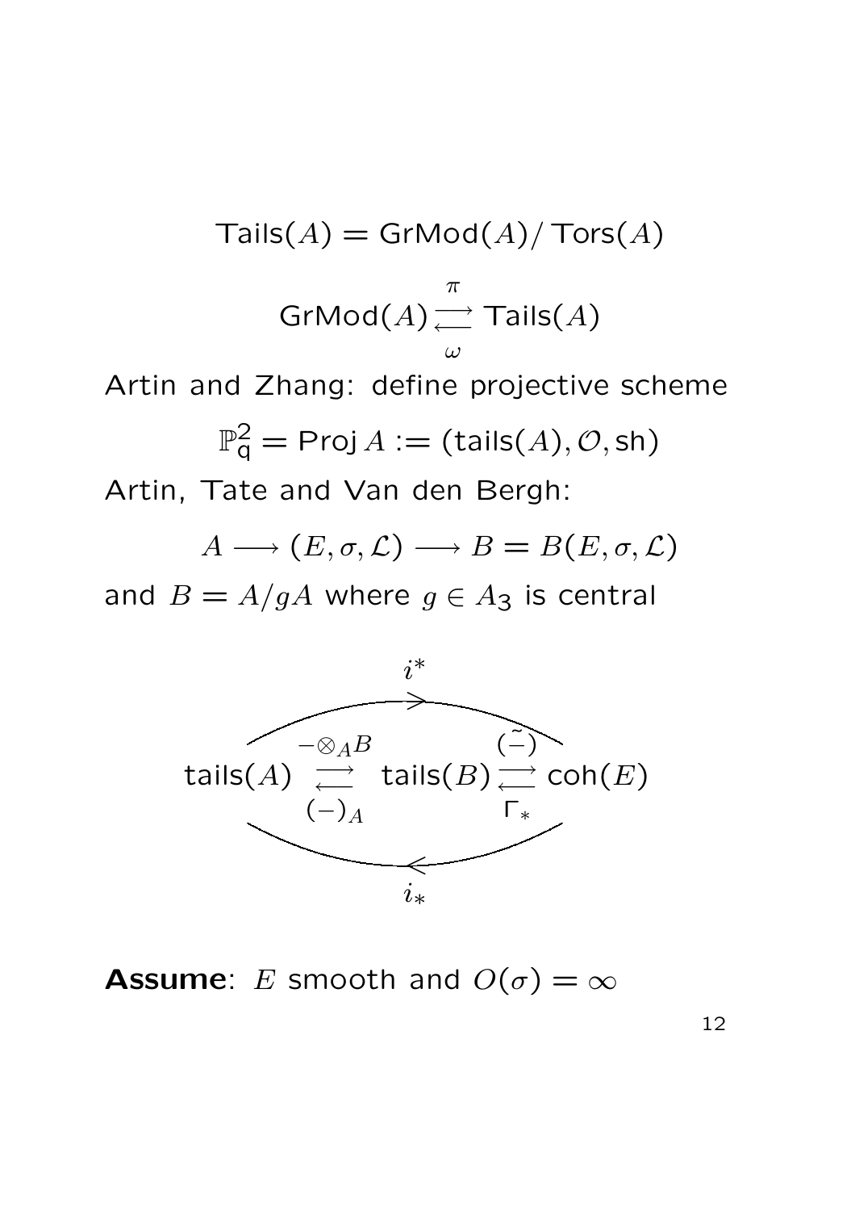$$\mathsf{Tails}(A) = \mathsf{GrMod}(A)/\,\mathsf{Tors}(A)$$

$$\mathsf{GrMod}(A) \underset{\omega}{\overset{\pi}{\rightleftarrows}} \mathsf{Tails}(A)$$

Artin and Zhang: define projective scheme

$$\mathbb{P}^2_{\mathsf{q}} = \operatorname{Proj} A := (\mathsf{tails}(A), \mathcal{O}, \mathsf{sh})$$

Artin, Tate and Van den Bergh:

$$A \longrightarrow (E, \sigma, \mathcal{L}) \longrightarrow B = B(E, \sigma, \mathcal{L})$$

and $B = A/gA$ where $g \in A_3$ is central

$$\mathsf{tails}(A) \underset{(-)_A}{\overset{-\otimes_A B}{\rightleftarrows}} \mathsf{tails}(B) \underset{\Gamma_*}{\overset{(\tilde{-})}{\rightleftarrows}} \mathsf{coh}(E)$$

with $i^* : \mathsf{tails}(A) \to \mathsf{coh}(E)$ and $i_* : \mathsf{coh}(E) \to \mathsf{tails}(A)$ the composites.

**Assume**: $E$ smooth and $O(\sigma) = \infty$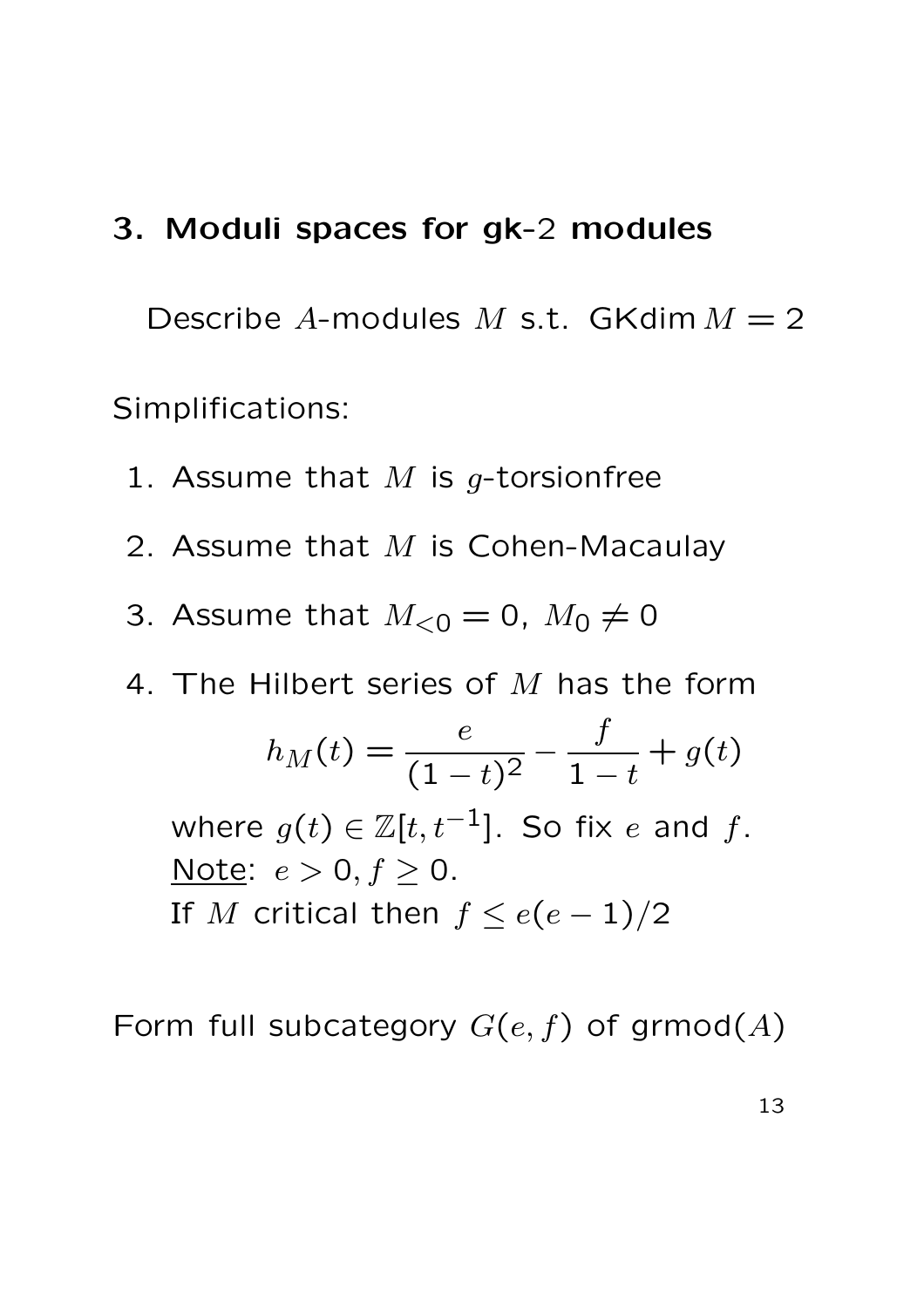## 3. Moduli spaces for gk-2 modules

Describe $A$-modules $M$ s.t. $\operatorname{GKdim} M = 2$

Simplifications:

1. Assume that $M$ is $g$-torsionfree
2. Assume that $M$ is Cohen-Macaulay
3. Assume that $M_{<0} = 0$, $M_0 \neq 0$
4. The Hilbert series of $M$ has the form
   $$h_M(t) = \frac{e}{(1-t)^2} - \frac{f}{1-t} + g(t)$$
   where $g(t) \in \mathbb{Z}[t, t^{-1}]$. So fix $e$ and $f$.
   Note: $e > 0, f \geq 0$.
   If $M$ critical then $f \leq e(e-1)/2$

Form full subcategory $G(e, f)$ of $\operatorname{grmod}(A)$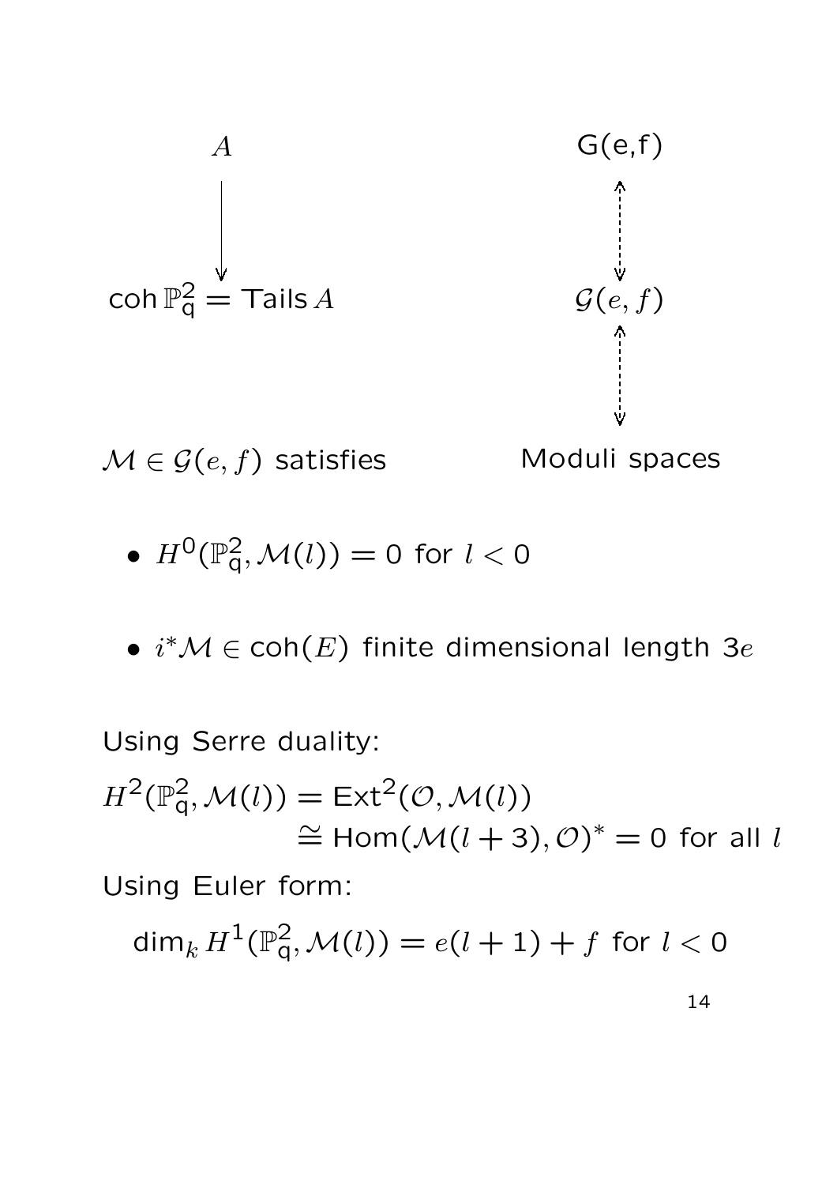$$
\begin{array}{ccc}
A & & \mathsf{G(e,f)} \\
\downarrow & & \updownarrow \\
\mathsf{coh}\,\mathbb{P}^2_{\mathsf{q}} = \mathsf{Tails}\,A & & \mathcal{G}(e,f) \\
 & & \updownarrow \\
 & & \text{Moduli spaces}
\end{array}
$$

$\mathcal{M} \in \mathcal{G}(e,f)$ satisfies

- $H^0(\mathbb{P}^2_{\mathsf{q}}, \mathcal{M}(l)) = 0$ for $l < 0$
- $i^*\mathcal{M} \in \mathsf{coh}(E)$ finite dimensional length $3e$

Using Serre duality:

$$
\begin{aligned}
H^2(\mathbb{P}^2_{\mathsf{q}}, \mathcal{M}(l)) &= \mathsf{Ext}^2(\mathcal{O}, \mathcal{M}(l)) \\
&\cong \mathsf{Hom}(\mathcal{M}(l+3), \mathcal{O})^* = 0 \text{ for all } l
\end{aligned}
$$

Using Euler form:

$$
\dim_k H^1(\mathbb{P}^2_{\mathsf{q}}, \mathcal{M}(l)) = e(l+1) + f \text{ for } l < 0
$$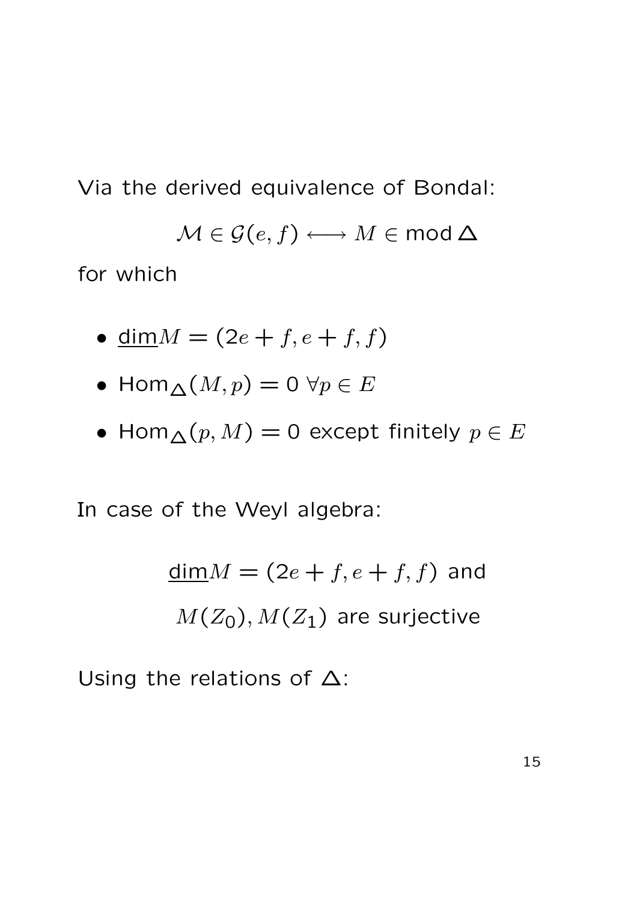Via the derived equivalence of Bondal:

$$\mathcal{M} \in \mathcal{G}(e,f) \longleftrightarrow M \in \operatorname{mod} \Delta$$

for which

- $\underline{\dim} M = (2e+f, e+f, f)$
- $\operatorname{Hom}_\Delta(M,p) = 0 \ \forall p \in E$
- $\operatorname{Hom}_\Delta(p,M) = 0$ except finitely $p \in E$

In case of the Weyl algebra:

$$\underline{\dim} M = (2e+f, e+f, f) \text{ and}$$
$$M(Z_0), M(Z_1) \text{ are surjective}$$

Using the relations of $\Delta$: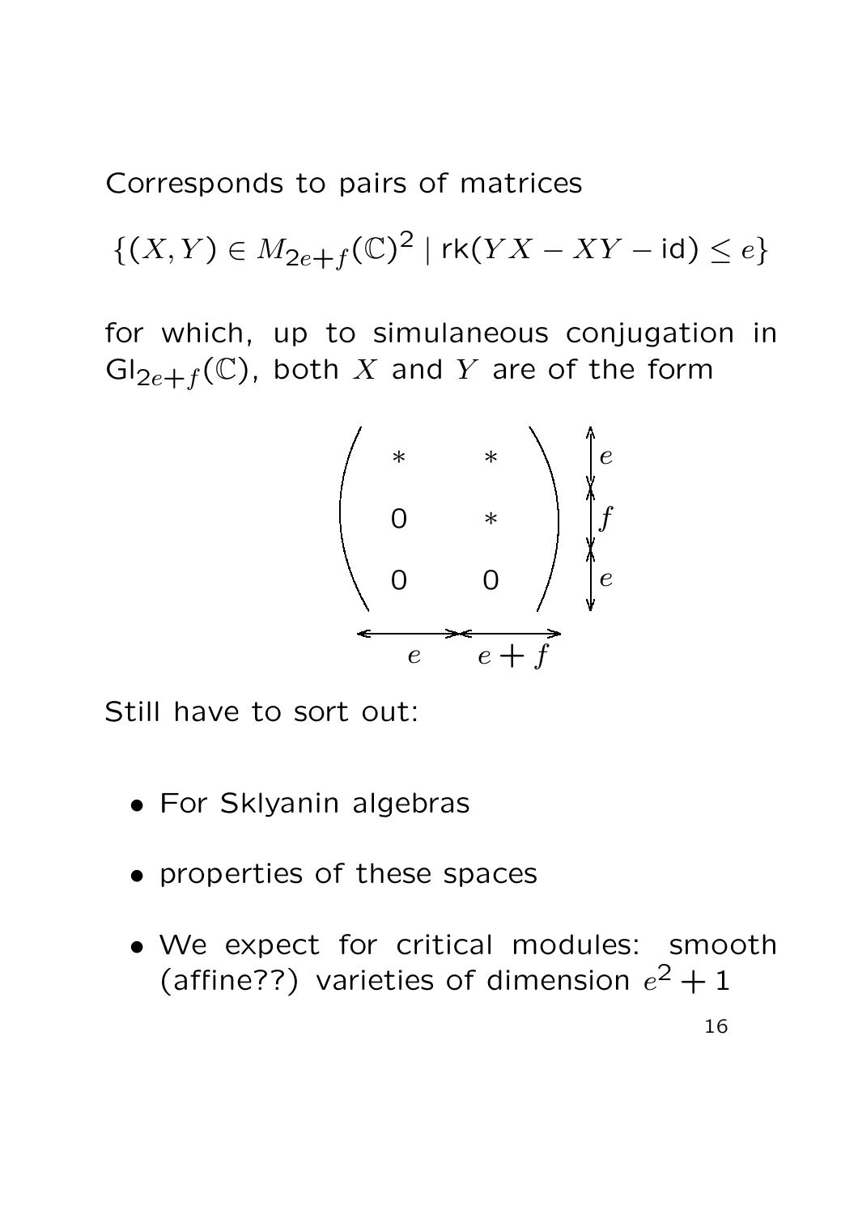Corresponds to pairs of matrices

$$\{(X,Y) \in M_{2e+f}(\mathbb{C})^2 \mid \mathsf{rk}(YX - XY - \mathsf{id}) \leq e\}$$

for which, up to simulaneous conjugation in $\mathsf{Gl}_{2e+f}(\mathbb{C})$, both $X$ and $Y$ are of the form

$$\underbrace{\begin{pmatrix} * & * \\ 0 & * \\ 0 & 0 \end{pmatrix}}_{e \quad\; e+f} \begin{matrix} \updownarrow e \\ \updownarrow f \\ \updownarrow e \end{matrix}$$

Still have to sort out:

- For Sklyanin algebras
- properties of these spaces
- We expect for critical modules: smooth (affine??) varieties of dimension $e^2 + 1$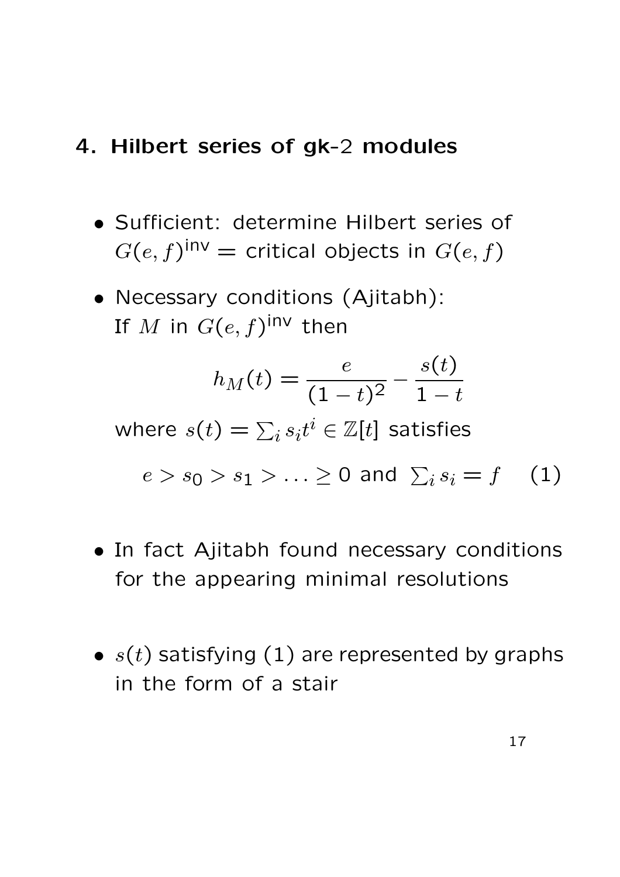## 4. Hilbert series of gk-2 modules

- Sufficient: determine Hilbert series of $G(e,f)^{\text{inv}}$ = critical objects in $G(e,f)$
- Necessary conditions (Ajitabh): If $M$ in $G(e,f)^{\text{inv}}$ then

$$h_M(t) = \frac{e}{(1-t)^2} - \frac{s(t)}{1-t}$$

  where $s(t) = \sum_i s_i t^i \in \mathbb{Z}[t]$ satisfies

$$e > s_0 > s_1 > \ldots \geq 0 \text{ and } \sum_i s_i = f \quad (1)$$

- In fact Ajitabh found necessary conditions for the appearing minimal resolutions
- $s(t)$ satisfying (1) are represented by graphs in the form of a stair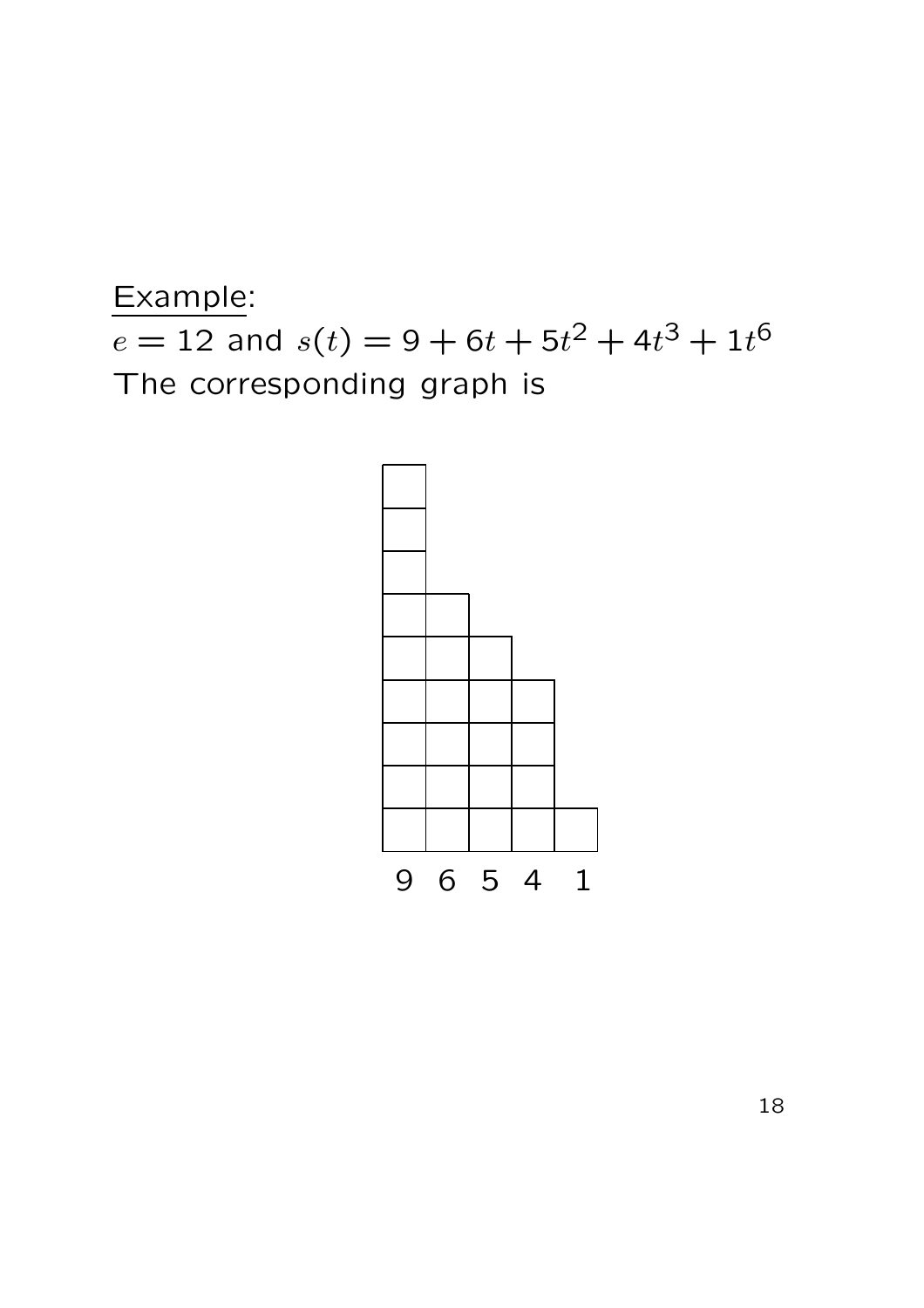<u>Example</u>:

$e = 12$ and $s(t) = 9 + 6t + 5t^2 + 4t^3 + 1t^6$

The corresponding graph is

9 6 5 4 1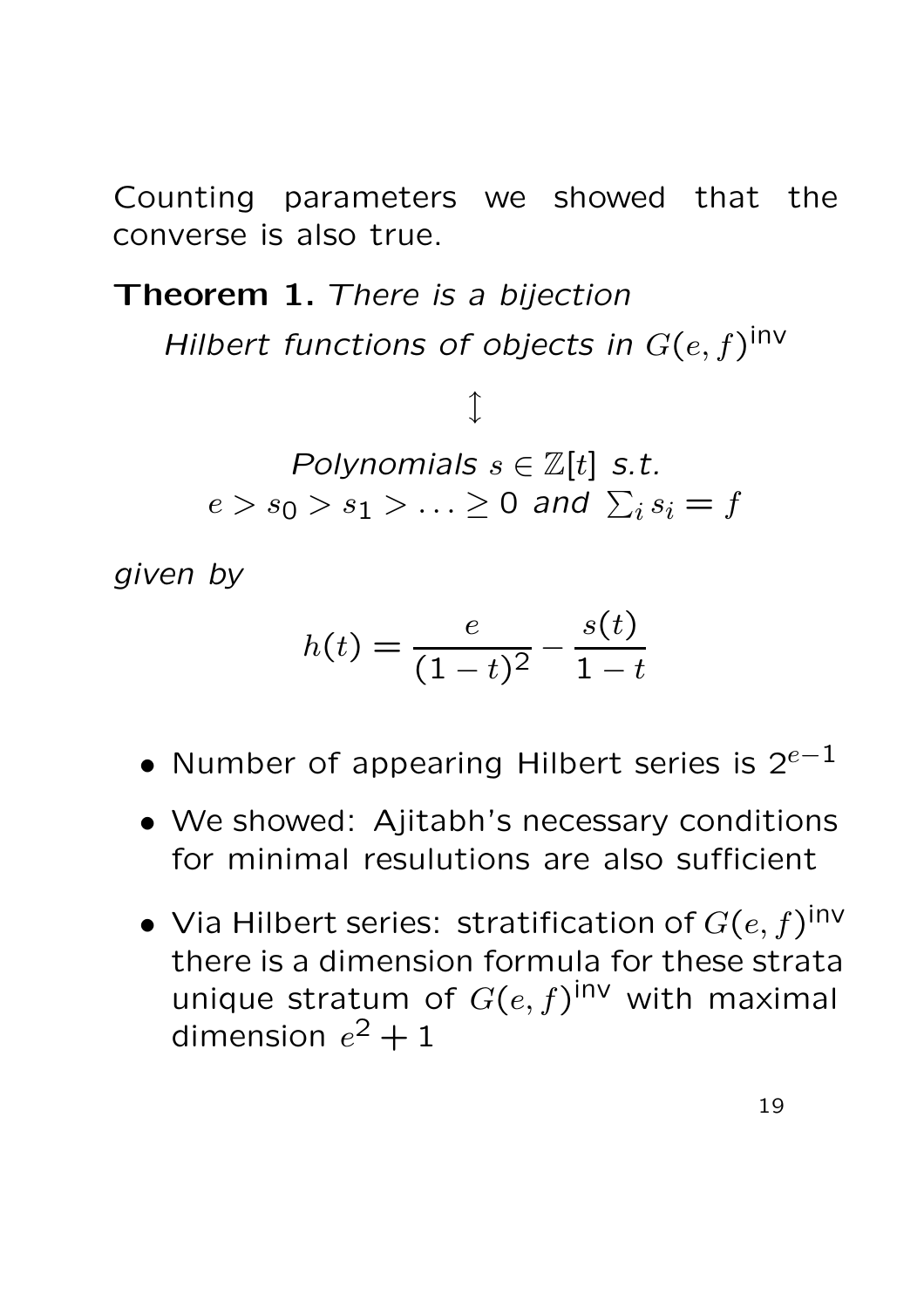Counting parameters we showed that the converse is also true.

**Theorem 1.** *There is a bijection*

*Hilbert functions of objects in* $G(e,f)^{\text{inv}}$

$$\updownarrow$$

*Polynomials* $s \in \mathbb{Z}[t]$ *s.t.*
$e > s_0 > s_1 > \ldots \geq 0$ *and* $\sum_i s_i = f$

*given by*

$$h(t) = \frac{e}{(1-t)^2} - \frac{s(t)}{1-t}$$

- Number of appearing Hilbert series is $2^{e-1}$
- We showed: Ajitabh's necessary conditions for minimal resulutions are also sufficient
- Via Hilbert series: stratification of $G(e,f)^{\text{inv}}$ there is a dimension formula for these strata unique stratum of $G(e,f)^{\text{inv}}$ with maximal dimension $e^2+1$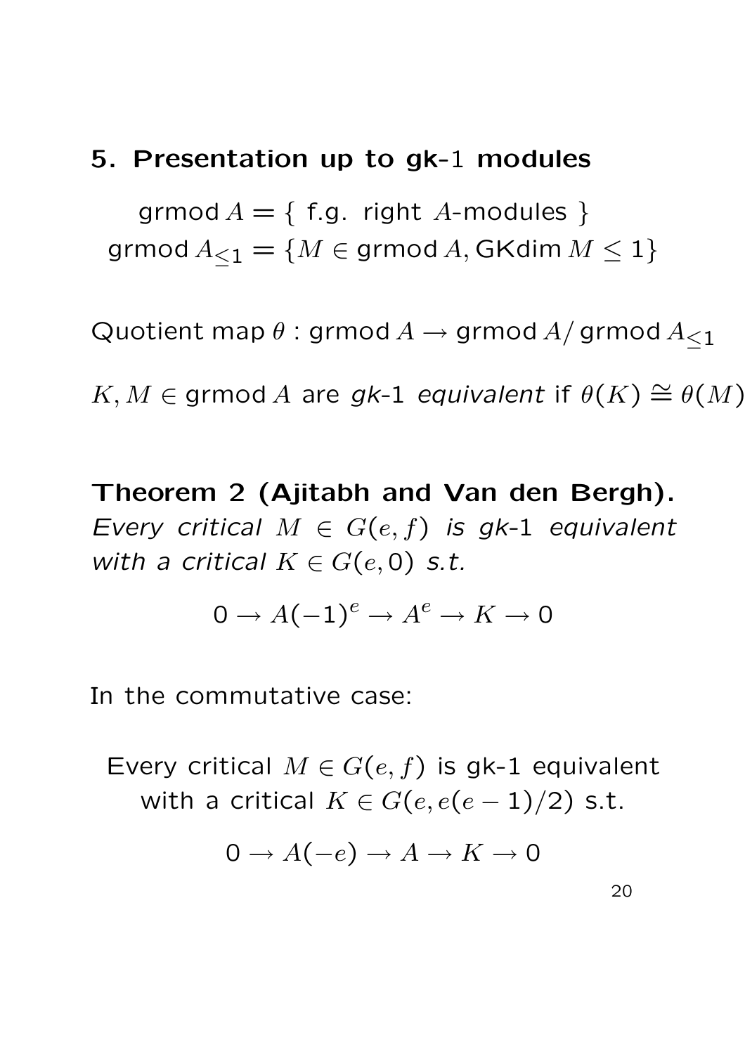## 5. Presentation up to gk-1 modules

$$\operatorname{grmod} A = \{ \text{ f.g. right } A\text{-modules } \}$$
$$\operatorname{grmod} A_{\leq 1} = \{M \in \operatorname{grmod} A, \operatorname{GKdim} M \leq 1\}$$

Quotient map $\theta : \operatorname{grmod} A \to \operatorname{grmod} A / \operatorname{grmod} A_{\leq 1}$

$K, M \in \operatorname{grmod} A$ are *gk-1 equivalent* if $\theta(K) \cong \theta(M)$

**Theorem 2 (Ajitabh and Van den Bergh).** *Every critical $M \in G(e, f)$ is gk-1 equivalent with a critical $K \in G(e, 0)$ s.t.*

$$0 \to A(-1)^e \to A^e \to K \to 0$$

In the commutative case:

Every critical $M \in G(e, f)$ is gk-1 equivalent with a critical $K \in G(e, e(e-1)/2)$ s.t.

$$0 \to A(-e) \to A \to K \to 0$$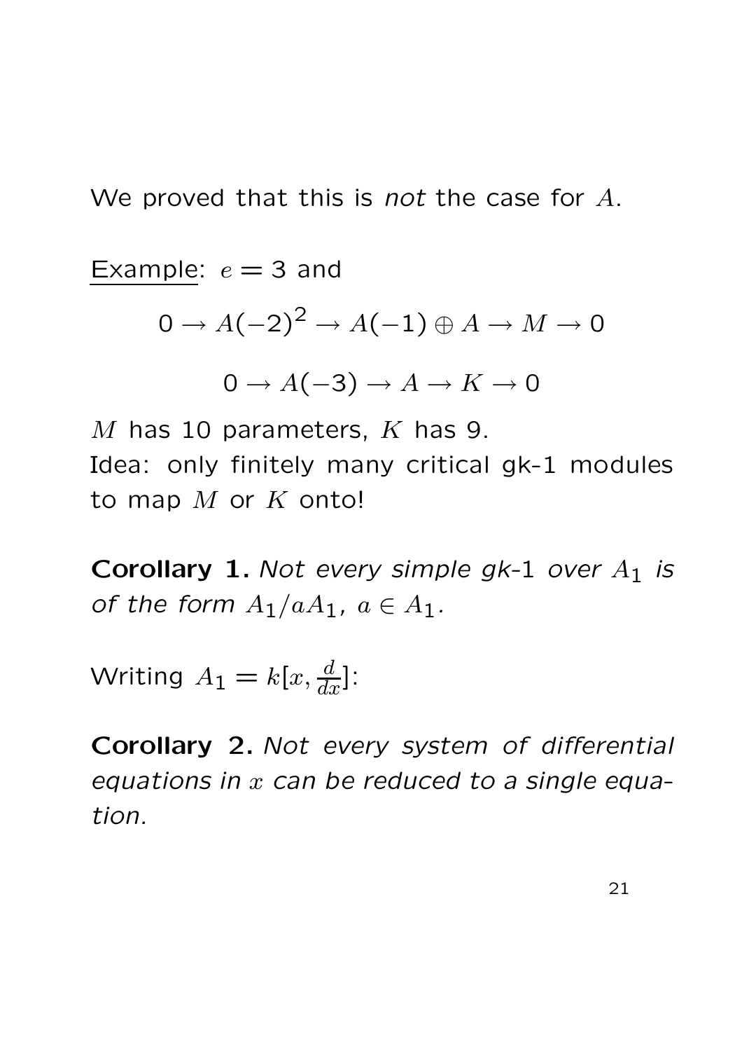We proved that this is *not* the case for $A$.

<u>Example</u>: $e = 3$ and

$$0 \to A(-2)^2 \to A(-1) \oplus A \to M \to 0$$

$$0 \to A(-3) \to A \to K \to 0$$

$M$ has 10 parameters, $K$ has 9.
Idea: only finitely many critical gk-1 modules to map $M$ or $K$ onto!

**Corollary 1.** *Not every simple gk-1 over $A_1$ is of the form $A_1/aA_1$, $a \in A_1$.*

Writing $A_1 = k[x, \frac{d}{dx}]$:

**Corollary 2.** *Not every system of differential equations in $x$ can be reduced to a single equation.*